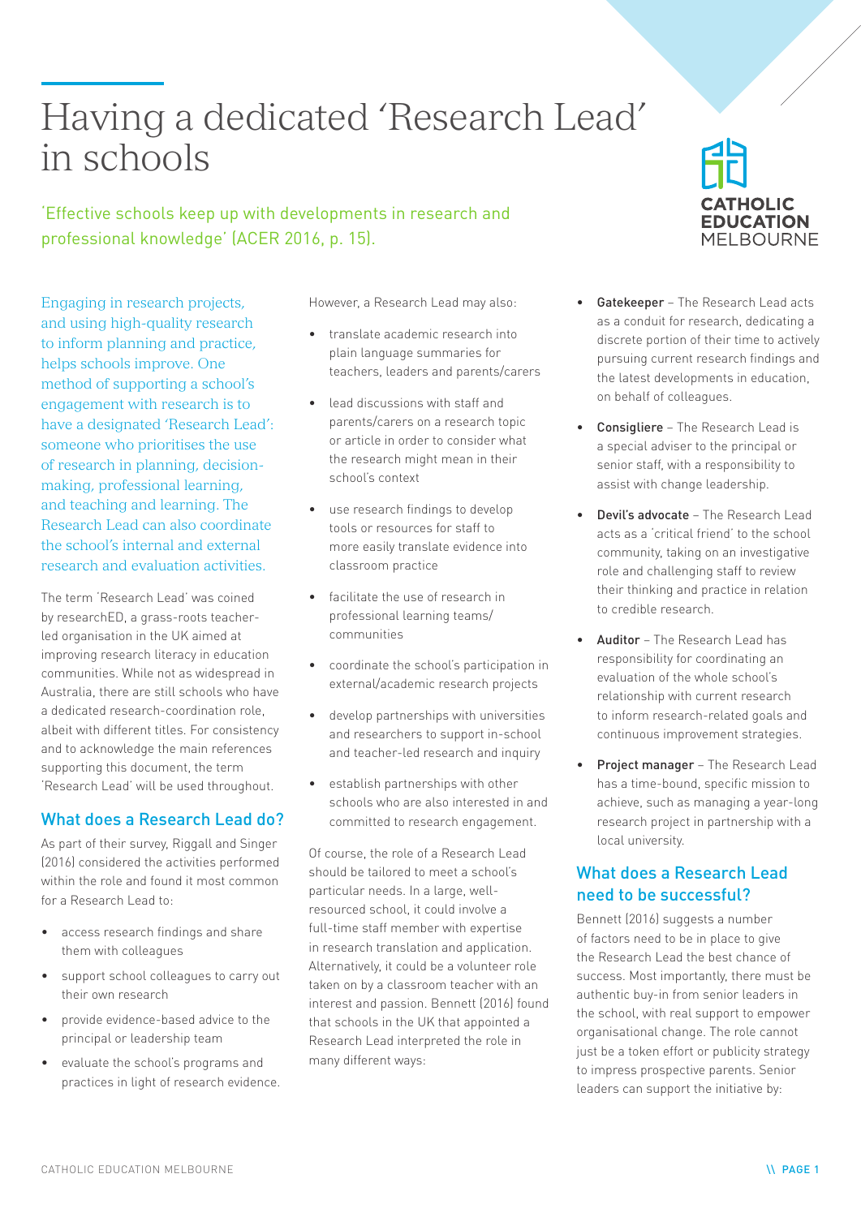# Having a dedicated 'Research Lead' in schools

'Effective schools keep up with developments in research and professional knowledge' (ACER 2016, p. 15).

Engaging in research projects, and using high-quality research to inform planning and practice, helps schools improve. One method of supporting a school's engagement with research is to have a designated 'Research Lead': someone who prioritises the use of research in planning, decision-making, professional learning, and teaching and learning. The Research Lead can also coordinate the school's internal and external research and evaluation activities.

The term 'Research Lead' was coined by researchED, a grass-roots teacher-led organisation in the UK aimed at improving research literacy in education communities. While not as widespread in Australia, there are still schools who have a dedicated research-coordination role, albeit with different titles. For consistency and to acknowledge the main references supporting this document, the term 'Research Lead' will be used throughout.

## What does a Research Lead do?

As part of their survey, Riggall and Singer (2016) considered the activities performed within the role and found it most common for a Research Lead to:

- access research findings and share them with colleagues
- support school colleagues to carry out their own research
- provide evidence-based advice to the principal or leadership team
- evaluate the school's programs and practices in light of research evidence.

However, a Research Lead may also:

- translate academic research into plain language summaries for teachers, leaders and parents/carers
- lead discussions with staff and parents/carers on a research topic or article in order to consider what the research might mean in their school's context
- use research findings to develop tools or resources for staff to more easily translate evidence into classroom practice
- facilitate the use of research in professional learning teams/ communities
- coordinate the school's participation in external/academic research projects
- develop partnerships with universities and researchers to support in-school and teacher-led research and inquiry
- establish partnerships with other schools who are also interested in and committed to research engagement.

Of course, the role of a Research Lead should be tailored to meet a school's particular needs. In a large, well-resourced school, it could involve a full-time staff member with expertise in research translation and application. Alternatively, it could be a volunteer role taken on by a classroom teacher with an interest and passion. Bennett (2016) found that schools in the UK that appointed a Research Lead interpreted the role in many different ways:

- **Gatekeeper** – The Research Lead acts as a conduit for research, dedicating a discrete portion of their time to actively pursuing current research findings and the latest developments in education, on behalf of colleagues.
- **Consigliere** – The Research Lead is a special adviser to the principal or senior staff, with a responsibility to assist with change leadership.
- **Devil's advocate** – The Research Lead acts as a 'critical friend' to the school community, taking on an investigative role and challenging staff to review their thinking and practice in relation to credible research.
- **Auditor** – The Research Lead has responsibility for coordinating an evaluation of the whole school's relationship with current research to inform research-related goals and continuous improvement strategies.
- **Project manager** – The Research Lead has a time-bound, specific mission to achieve, such as managing a year-long research project in partnership with a local university.

## What does a Research Lead need to be successful?

Bennett (2016) suggests a number of factors need to be in place to give the Research Lead the best chance of success. Most importantly, there must be authentic buy-in from senior leaders in the school, with real support to empower organisational change. The role cannot just be a token effort or publicity strategy to impress prospective parents. Senior leaders can support the initiative by: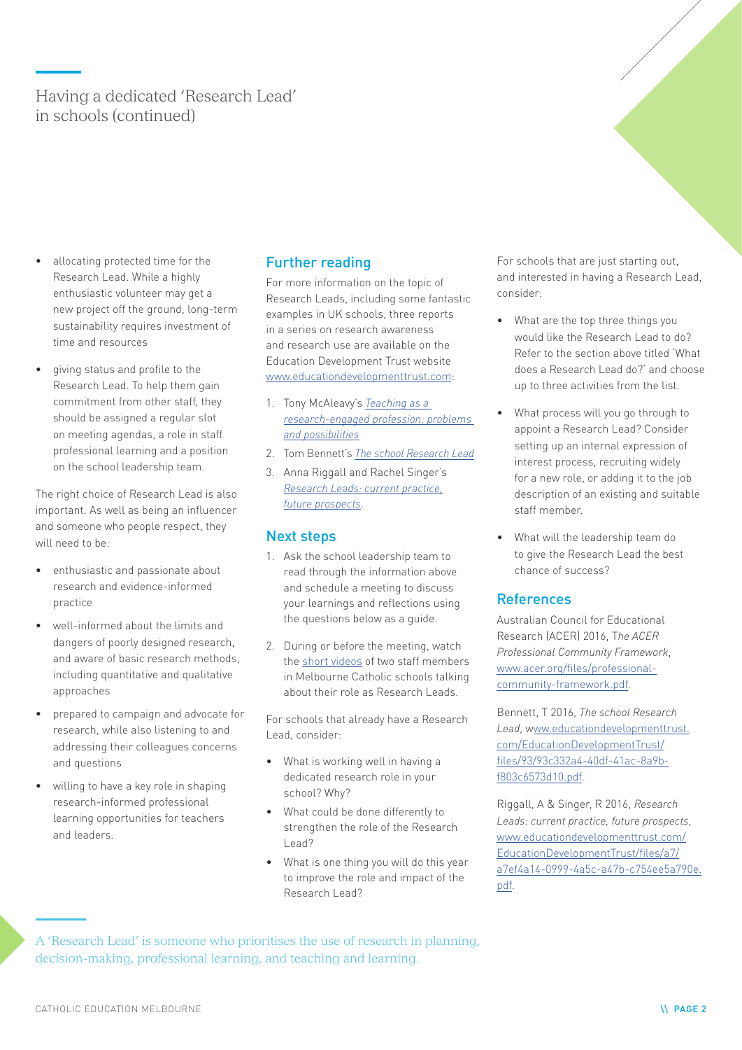## Having a dedicated 'Research Lead' in schools (continued)

- allocating protected time for the Research Lead. While a highly enthusiastic volunteer may get a new project off the ground, long-term sustainability requires investment of time and resources
- giving status and profile to the Research Lead. To help them gain commitment from other staff, they should be assigned a regular slot on meeting agendas, a role in staff professional learning and a position on the school leadership team.

The right choice of Research Lead is also important. As well as being an influencer and someone who people respect, they will need to be:

- enthusiastic and passionate about research and evidence-informed practice
- well-informed about the limits and dangers of poorly designed research, and aware of basic research methods, including quantitative and qualitative approaches
- prepared to campaign and advocate for research, while also listening to and addressing their colleagues concerns and questions
- willing to have a key role in shaping research-informed professional learning opportunities for teachers and leaders.

### Further reading

For more information on the topic of Research Leads, including some fantastic examples in UK schools, three reports in a series on research awareness and research use are available on the Education Development Trust website www.educationdevelopmenttrust.com:

1. Tony McAleavy's *Teaching as a research-engaged profession: problems and possibilities*
2. Tom Bennett's *The school Research Lead*
3. Anna Riggall and Rachel Singer's *Research Leads: current practice, future prospects*.

### Next steps

1. Ask the school leadership team to read through the information above and schedule a meeting to discuss your learnings and reflections using the questions below as a guide.
2. During or before the meeting, watch the short videos of two staff members in Melbourne Catholic schools talking about their role as Research Leads.

For schools that already have a Research Lead, consider:

- What is working well in having a dedicated research role in your school? Why?
- What could be done differently to strengthen the role of the Research Lead?
- What is one thing you will do this year to improve the role and impact of the Research Lead?

For schools that are just starting out, and interested in having a Research Lead, consider:

- What are the top three things you would like the Research Lead to do? Refer to the section above titled 'What does a Research Lead do?' and choose up to three activities from the list.
- What process will you go through to appoint a Research Lead? Consider setting up an internal expression of interest process, recruiting widely for a new role, or adding it to the job description of an existing and suitable staff member.
- What will the leadership team do to give the Research Lead the best chance of success?

### References

Australian Council for Educational Research (ACER) 2016, T*he ACER Professional Community Framework*, www.acer.org/files/professional-community-framework.pdf.

Bennett, T 2016, *The school Research Lead*, www.educationdevelopmenttrust.com/EducationDevelopmentTrust/files/93/93c332a4-40df-41ac-8a9b-f803c6573d10.pdf.

Riggall, A & Singer, R 2016, *Research Leads: current practice, future prospects*, www.educationdevelopmenttrust.com/EducationDevelopmentTrust/files/a7/a7ef4a14-0999-4a5c-a47b-c754ee5a790e.pdf.

A 'Research Lead' is someone who prioritises the use of research in planning, decision-making, professional learning, and teaching and learning.